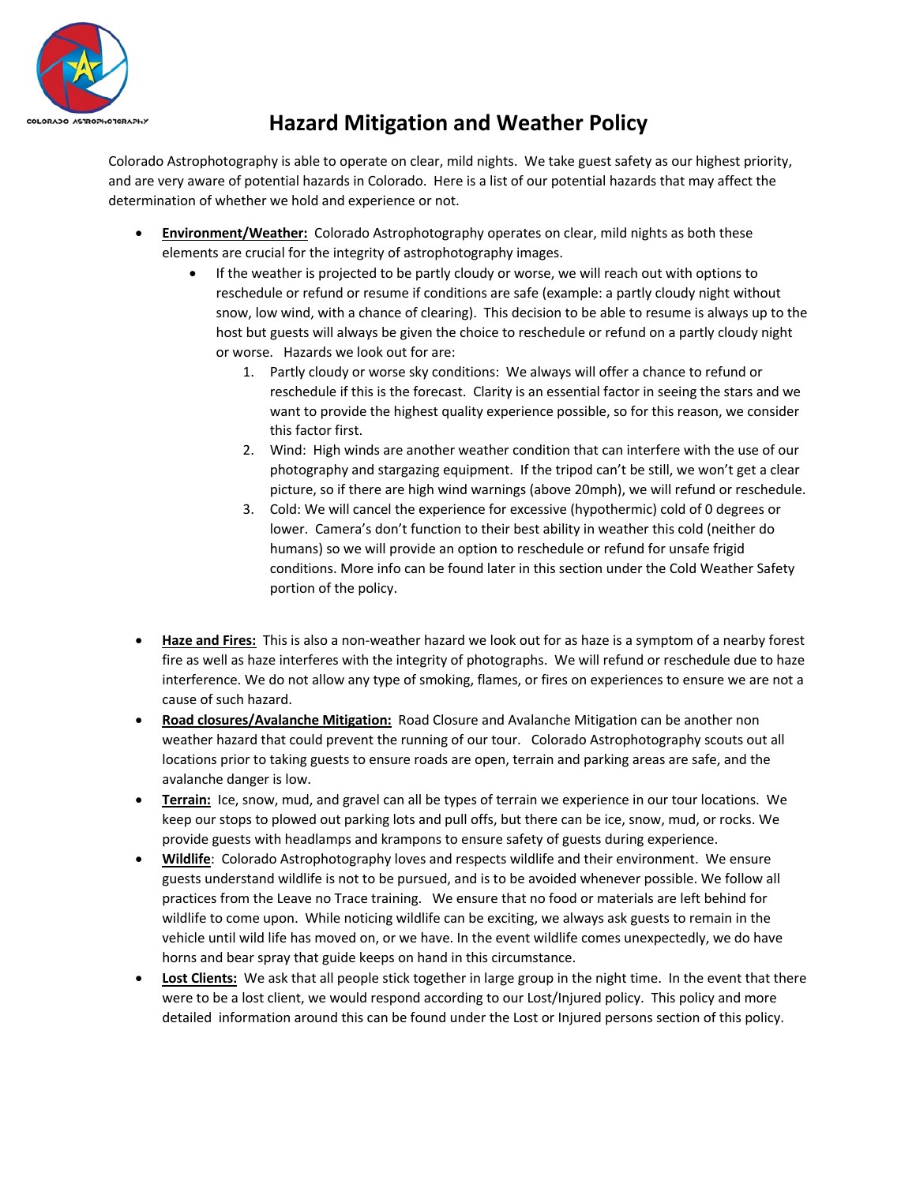COLORADO ASTROPHOTOGRAPHY

# Hazard Mitigation and Weather Policy

Colorado Astrophotography is able to operate on clear, mild nights. We take guest safety as our highest priority, and are very aware of potential hazards in Colorado. Here is a list of our potential hazards that may affect the determination of whether we hold and experience or not.

- **Environment/Weather:** Colorado Astrophotography operates on clear, mild nights as both these elements are crucial for the integrity of astrophotography images.
  - If the weather is projected to be partly cloudy or worse, we will reach out with options to reschedule or refund or resume if conditions are safe (example: a partly cloudy night without snow, low wind, with a chance of clearing). This decision to be able to resume is always up to the host but guests will always be given the choice to reschedule or refund on a partly cloudy night or worse. Hazards we look out for are:
    1. Partly cloudy or worse sky conditions: We always will offer a chance to refund or reschedule if this is the forecast. Clarity is an essential factor in seeing the stars and we want to provide the highest quality experience possible, so for this reason, we consider this factor first.
    2. Wind: High winds are another weather condition that can interfere with the use of our photography and stargazing equipment. If the tripod can't be still, we won't get a clear picture, so if there are high wind warnings (above 20mph), we will refund or reschedule.
    3. Cold: We will cancel the experience for excessive (hypothermic) cold of 0 degrees or lower. Camera's don't function to their best ability in weather this cold (neither do humans) so we will provide an option to reschedule or refund for unsafe frigid conditions. More info can be found later in this section under the Cold Weather Safety portion of the policy.

- **Haze and Fires:** This is also a non-weather hazard we look out for as haze is a symptom of a nearby forest fire as well as haze interferes with the integrity of photographs. We will refund or reschedule due to haze interference. We do not allow any type of smoking, flames, or fires on experiences to ensure we are not a cause of such hazard.
- **Road closures/Avalanche Mitigation:** Road Closure and Avalanche Mitigation can be another non weather hazard that could prevent the running of our tour. Colorado Astrophotography scouts out all locations prior to taking guests to ensure roads are open, terrain and parking areas are safe, and the avalanche danger is low.
- **Terrain:** Ice, snow, mud, and gravel can all be types of terrain we experience in our tour locations. We keep our stops to plowed out parking lots and pull offs, but there can be ice, snow, mud, or rocks. We provide guests with headlamps and krampons to ensure safety of guests during experience.
- **Wildlife**: Colorado Astrophotography loves and respects wildlife and their environment. We ensure guests understand wildlife is not to be pursued, and is to be avoided whenever possible. We follow all practices from the Leave no Trace training. We ensure that no food or materials are left behind for wildlife to come upon. While noticing wildlife can be exciting, we always ask guests to remain in the vehicle until wild life has moved on, or we have. In the event wildlife comes unexpectedly, we do have horns and bear spray that guide keeps on hand in this circumstance.
- **Lost Clients:** We ask that all people stick together in large group in the night time. In the event that there were to be a lost client, we would respond according to our Lost/Injured policy. This policy and more detailed information around this can be found under the Lost or Injured persons section of this policy.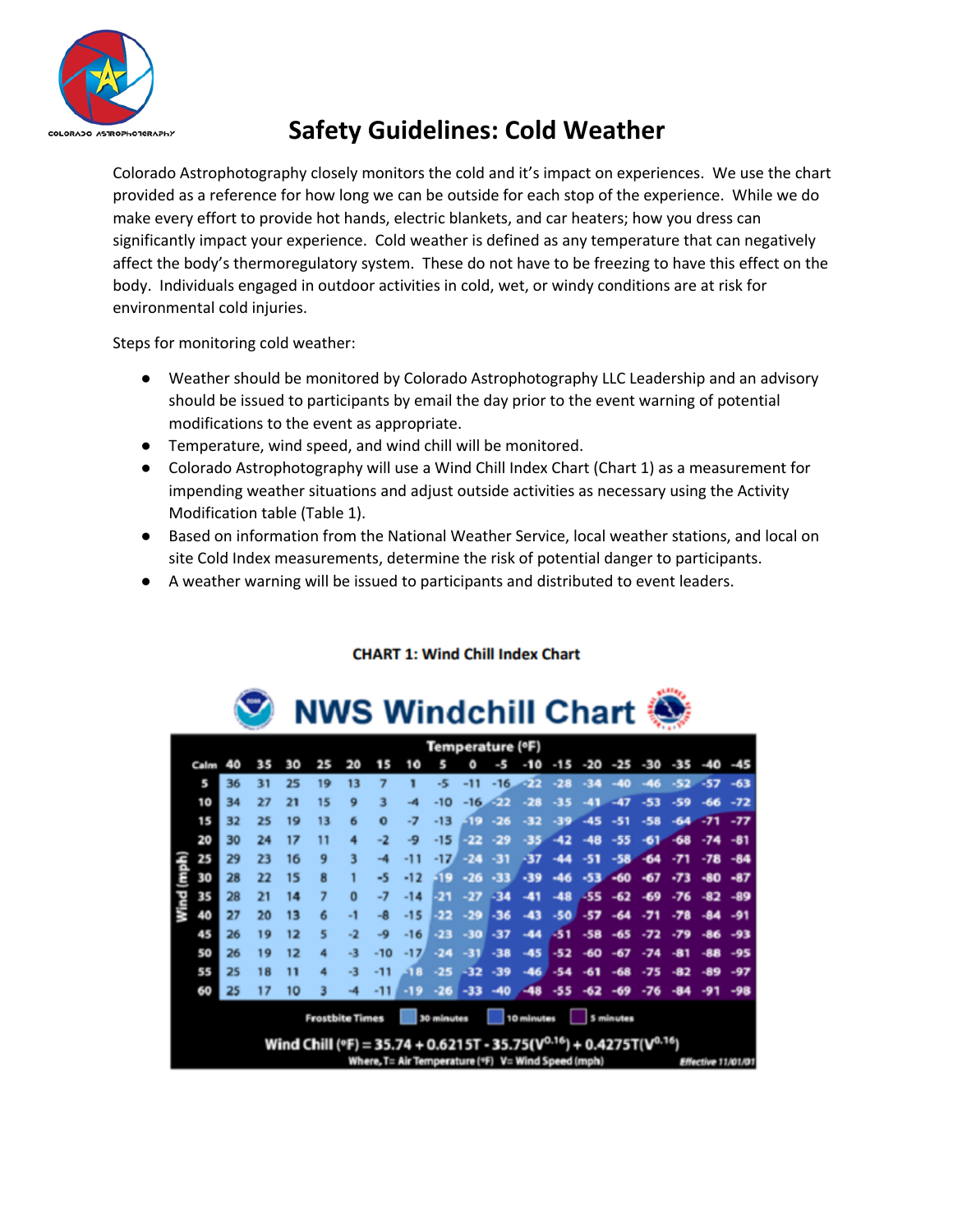# Safety Guidelines: Cold Weather

Colorado Astrophotography closely monitors the cold and it's impact on experiences. We use the chart provided as a reference for how long we can be outside for each stop of the experience. While we do make every effort to provide hot hands, electric blankets, and car heaters; how you dress can significantly impact your experience. Cold weather is defined as any temperature that can negatively affect the body's thermoregulatory system. These do not have to be freezing to have this effect on the body. Individuals engaged in outdoor activities in cold, wet, or windy conditions are at risk for environmental cold injuries.

Steps for monitoring cold weather:

- Weather should be monitored by Colorado Astrophotography LLC Leadership and an advisory should be issued to participants by email the day prior to the event warning of potential modifications to the event as appropriate.
- Temperature, wind speed, and wind chill will be monitored.
- Colorado Astrophotography will use a Wind Chill Index Chart (Chart 1) as a measurement for impending weather situations and adjust outside activities as necessary using the Activity Modification table (Table 1).
- Based on information from the National Weather Service, local weather stations, and local on site Cold Index measurements, determine the risk of potential danger to participants.
- A weather warning will be issued to participants and distributed to event leaders.

**CHART 1: Wind Chill Index Chart**

**NWS Windchill Chart**

| Wind (mph) \ Temperature (°F) | 40 | 35 | 30 | 25 | 20 | 15 | 10 | 5 | 0 | -5 | -10 | -15 | -20 | -25 | -30 | -35 | -40 | -45 |
|---|---|---|---|---|---|---|---|---|---|---|---|---|---|---|---|---|---|---|
| 5 | 36 | 31 | 25 | 19 | 13 | 7 | 1 | -5 | -11 | -16 | -22 | -28 | -34 | -40 | -46 | -52 | -57 | -63 |
| 10 | 34 | 27 | 21 | 15 | 9 | 3 | -4 | -10 | -16 | -22 | -28 | -35 | -41 | -47 | -53 | -59 | -66 | -72 |
| 15 | 32 | 25 | 19 | 13 | 6 | 0 | -7 | -13 | -19 | -26 | -32 | -39 | -45 | -51 | -58 | -64 | -71 | -77 |
| 20 | 30 | 24 | 17 | 11 | 4 | -2 | -9 | -15 | -22 | -29 | -35 | -42 | -48 | -55 | -61 | -68 | -74 | -81 |
| 25 | 29 | 23 | 16 | 9 | 3 | -4 | -11 | -17 | -24 | -31 | -37 | -44 | -51 | -58 | -64 | -71 | -78 | -84 |
| 30 | 28 | 22 | 15 | 8 | 1 | -5 | -12 | -19 | -26 | -33 | -39 | -46 | -53 | -60 | -67 | -73 | -80 | -87 |
| 35 | 28 | 21 | 14 | 7 | 0 | -7 | -14 | -21 | -27 | -34 | -41 | -48 | -55 | -62 | -69 | -76 | -82 | -89 |
| 40 | 27 | 20 | 13 | 6 | -1 | -8 | -15 | -22 | -29 | -36 | -43 | -50 | -57 | -64 | -71 | -78 | -84 | -91 |
| 45 | 26 | 19 | 12 | 5 | -2 | -9 | -16 | -23 | -30 | -37 | -44 | -51 | -58 | -65 | -72 | -79 | -86 | -93 |
| 50 | 26 | 19 | 12 | 4 | -3 | -10 | -17 | -24 | -31 | -38 | -45 | -52 | -60 | -67 | -74 | -81 | -88 | -95 |
| 55 | 25 | 18 | 11 | 4 | -3 | -11 | -18 | -25 | -32 | -39 | -46 | -54 | -61 | -68 | -75 | -82 | -89 | -97 |
| 60 | 25 | 17 | 10 | 3 | -4 | -11 | -19 | -26 | -33 | -40 | -48 | -55 | -62 | -69 | -76 | -84 | -91 | -98 |

Frostbite Times: 30 minutes, 10 minutes, 5 minutes

$$\text{Wind Chill (°F)} = 35.74 + 0.6215T - 35.75(V^{0.16}) + 0.4275T(V^{0.16})$$

Where, T= Air Temperature (°F) V= Wind Speed (mph)

*Effective 11/01/01*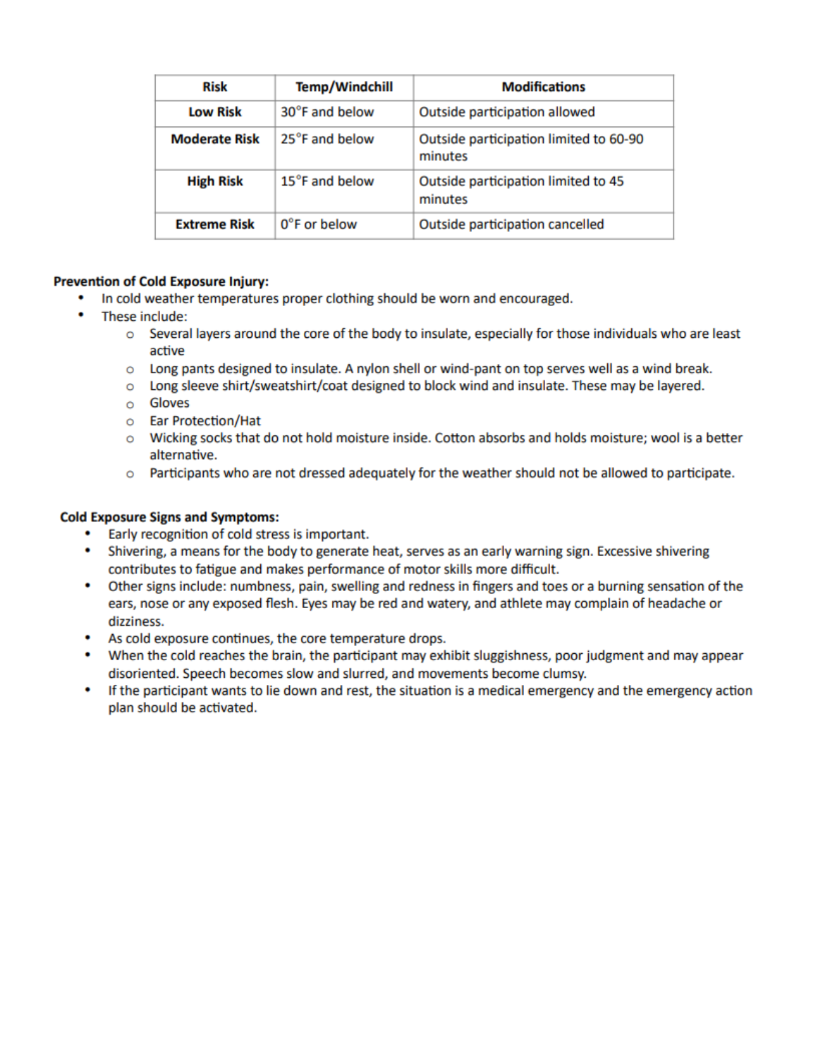| Risk | Temp/Windchill | Modifications |
|---|---|---|
| **Low Risk** | 30°F and below | Outside participation allowed |
| **Moderate Risk** | 25°F and below | Outside participation limited to 60-90 minutes |
| **High Risk** | 15°F and below | Outside participation limited to 45 minutes |
| **Extreme Risk** | 0°F or below | Outside participation cancelled |

**Prevention of Cold Exposure Injury:**

- In cold weather temperatures proper clothing should be worn and encouraged.
- These include:
  - Several layers around the core of the body to insulate, especially for those individuals who are least active
  - Long pants designed to insulate. A nylon shell or wind-pant on top serves well as a wind break.
  - Long sleeve shirt/sweatshirt/coat designed to block wind and insulate. These may be layered.
  - Gloves
  - Ear Protection/Hat
  - Wicking socks that do not hold moisture inside. Cotton absorbs and holds moisture; wool is a better alternative.
  - Participants who are not dressed adequately for the weather should not be allowed to participate.

**Cold Exposure Signs and Symptoms:**

- Early recognition of cold stress is important.
- Shivering, a means for the body to generate heat, serves as an early warning sign. Excessive shivering contributes to fatigue and makes performance of motor skills more difficult.
- Other signs include: numbness, pain, swelling and redness in fingers and toes or a burning sensation of the ears, nose or any exposed flesh. Eyes may be red and watery, and athlete may complain of headache or dizziness.
- As cold exposure continues, the core temperature drops.
- When the cold reaches the brain, the participant may exhibit sluggishness, poor judgment and may appear disoriented. Speech becomes slow and slurred, and movements become clumsy.
- If the participant wants to lie down and rest, the situation is a medical emergency and the emergency action plan should be activated.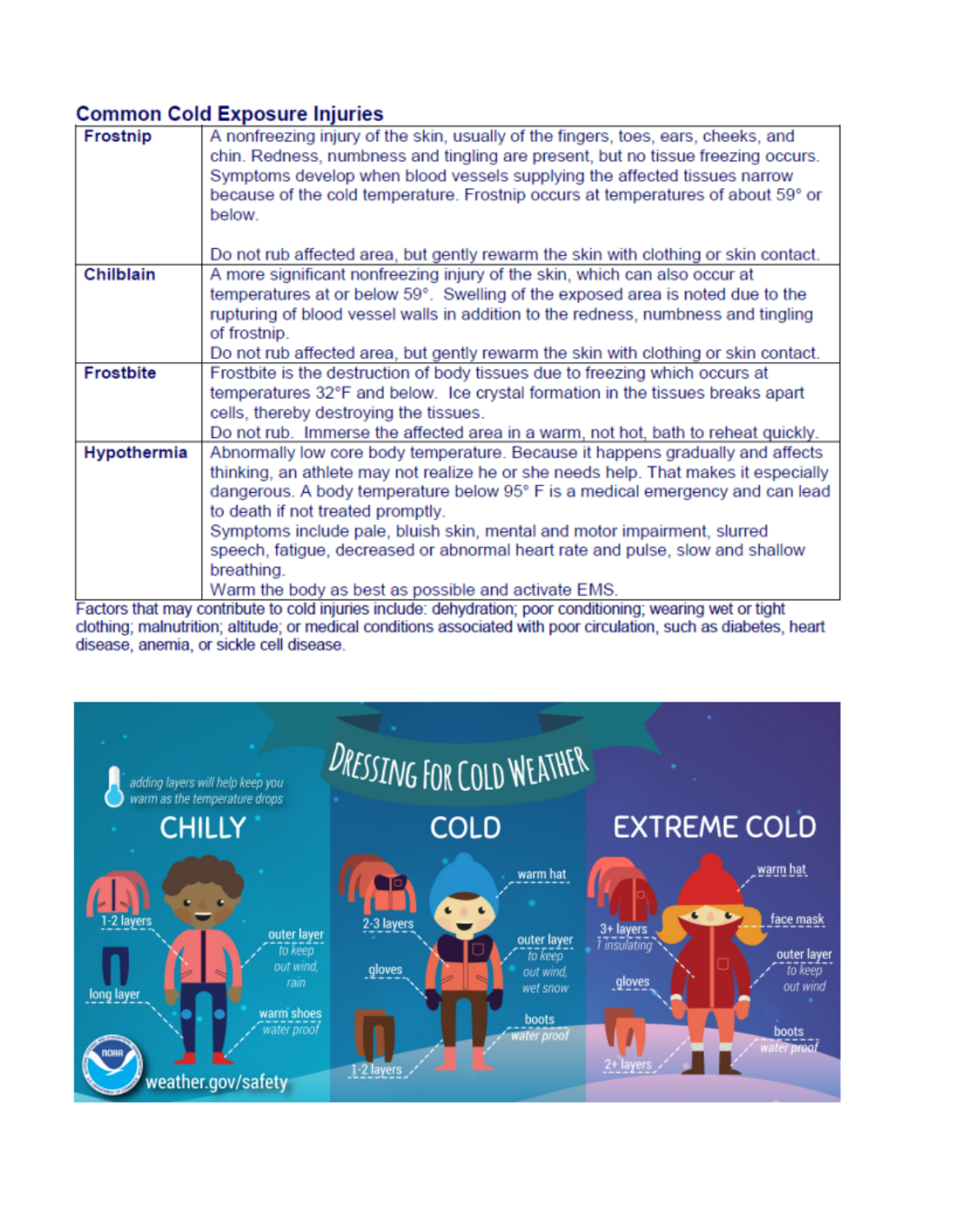## Common Cold Exposure Injuries

| | |
|---|---|
| **Frostnip** | A nonfreezing injury of the skin, usually of the fingers, toes, ears, cheeks, and chin. Redness, numbness and tingling are present, but no tissue freezing occurs. Symptoms develop when blood vessels supplying the affected tissues narrow because of the cold temperature. Frostnip occurs at temperatures of about 59° or below.<br><br>Do not rub affected area, but gently rewarm the skin with clothing or skin contact. |
| **Chilblain** | A more significant nonfreezing injury of the skin, which can also occur at temperatures at or below 59°. Swelling of the exposed area is noted due to the rupturing of blood vessel walls in addition to the redness, numbness and tingling of frostnip.<br>Do not rub affected area, but gently rewarm the skin with clothing or skin contact. |
| **Frostbite** | Frostbite is the destruction of body tissues due to freezing which occurs at temperatures 32°F and below. Ice crystal formation in the tissues breaks apart cells, thereby destroying the tissues.<br>Do not rub. Immerse the affected area in a warm, not hot, bath to reheat quickly. |
| **Hypothermia** | Abnormally low core body temperature. Because it happens gradually and affects thinking, an athlete may not realize he or she needs help. That makes it especially dangerous. A body temperature below 95° F is a medical emergency and can lead to death if not treated promptly.<br>Symptoms include pale, bluish skin, mental and motor impairment, slurred speech, fatigue, decreased or abnormal heart rate and pulse, slow and shallow breathing.<br>Warm the body as best as possible and activate EMS. |

Factors that may contribute to cold injuries include: dehydration; poor conditioning; wearing wet or tight clothing; malnutrition; altitude; or medical conditions associated with poor circulation, such as diabetes, heart disease, anemia, or sickle cell disease.

DRESSING FOR COLD WEATHER

adding layers will help keep you warm as the temperature drops

CHILLY

1-2 layers

long layer

outer layer to keep out wind, rain

warm shoes water proof

COLD

2-3 layers

gloves

1-2 layers

warm hat

outer layer to keep out wind, wet snow

boots water proof

EXTREME COLD

3+ layers insulating

gloves

2+ layers

warm hat

face mask

outer layer to keep out wind

boots water proof

NOAA

weather.gov/safety